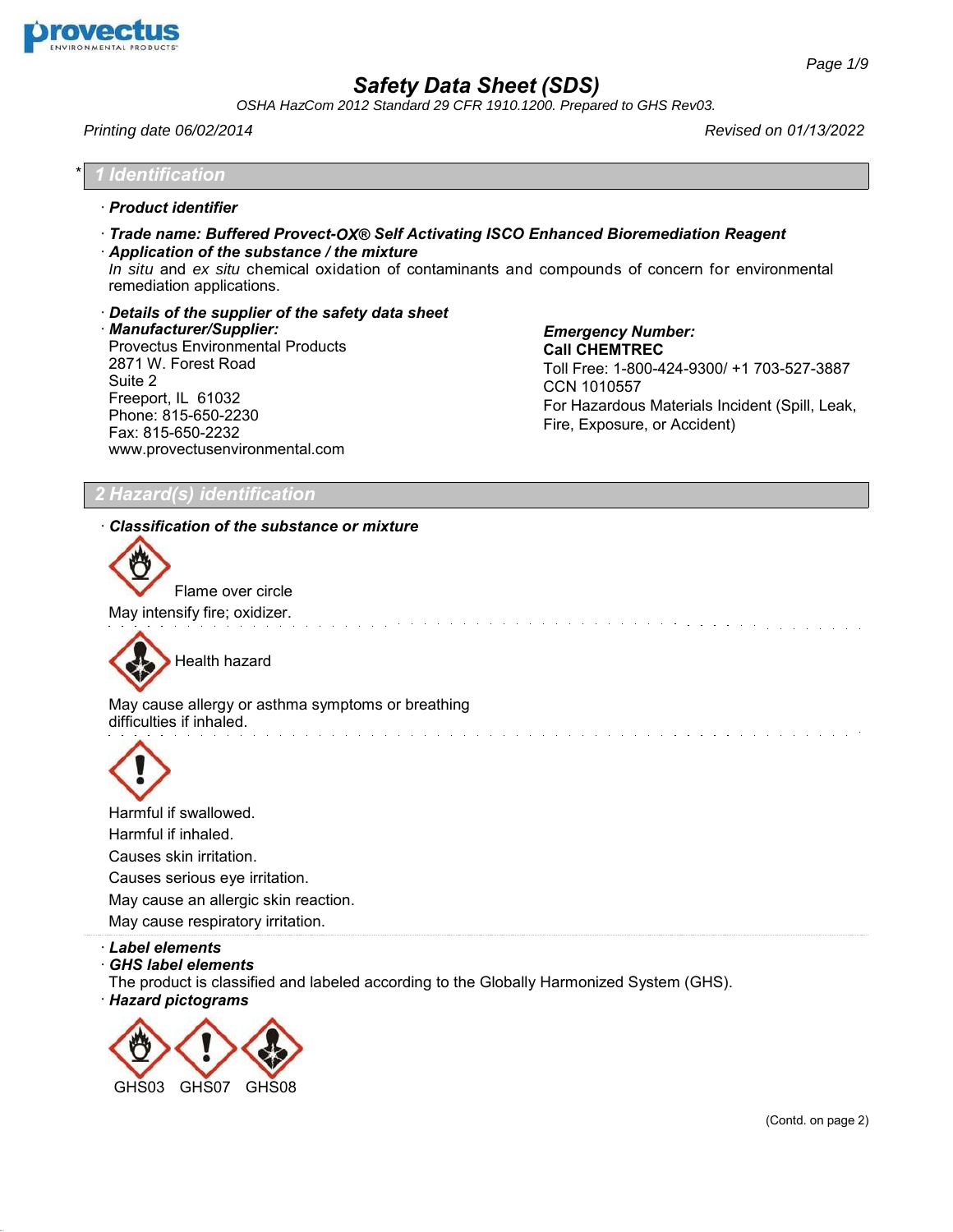# Safety Data Sheet (SDS)

*OSHA HazCom 2012 Standard 29 CFR 1910.1200. Prepared to GHS Rev03.*

*Printing date 06/02/2014* | *Revised on 01/13/2022*

## * 1 Identification

· ***Product identifier***

· ***Trade name: Buffered Provect-OX® Self Activating ISCO Enhanced Bioremediation Reagent***

· ***Application of the substance / the mixture***
*In situ* and *ex situ* chemical oxidation of contaminants and compounds of concern for environmental remediation applications.

· ***Details of the supplier of the safety data sheet***

· ***Manufacturer/Supplier:***
Provectus Environmental Products
2871 W. Forest Road
Suite 2
Freeport, IL 61032
Phone: 815-650-2230
Fax: 815-650-2232
www.provectusenvironmental.com

***Emergency Number:***
**Call CHEMTREC**
Toll Free: 1-800-424-9300/ +1 703-527-3887
CCN 1010557
For Hazardous Materials Incident (Spill, Leak, Fire, Exposure, or Accident)

## 2 Hazard(s) identification

· ***Classification of the substance or mixture***

Flame over circle

May intensify fire; oxidizer.

Health hazard

May cause allergy or asthma symptoms or breathing difficulties if inhaled.

Harmful if swallowed.
Harmful if inhaled.
Causes skin irritation.
Causes serious eye irritation.
May cause an allergic skin reaction.
May cause respiratory irritation.

· ***Label elements***

· ***GHS label elements***
The product is classified and labeled according to the Globally Harmonized System (GHS).

· ***Hazard pictograms***

GHS03 GHS07 GHS08

(Contd. on page 2)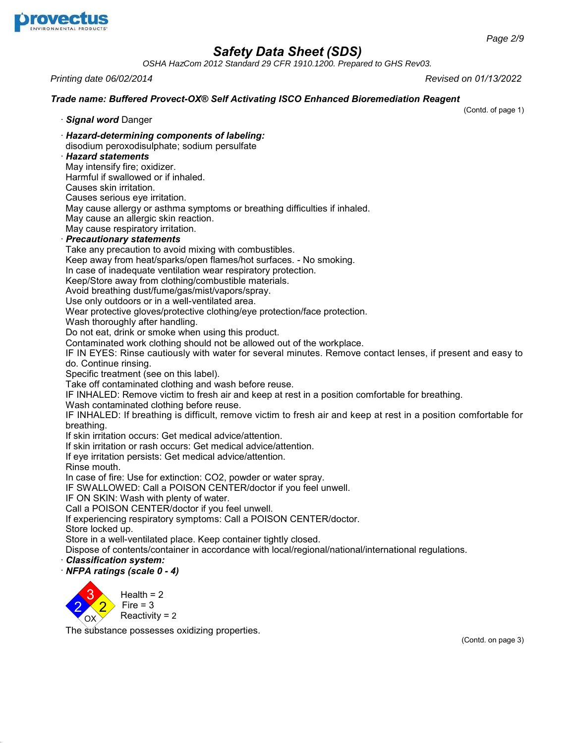# Safety Data Sheet (SDS)

*OSHA HazCom 2012 Standard 29 CFR 1910.1200. Prepared to GHS Rev03.*

*Printing date 06/02/2014* *Revised on 01/13/2022*

***Trade name: Buffered Provect-OX® Self Activating ISCO Enhanced Bioremediation Reagent***

(Contd. of page 1)

· ***Signal word*** Danger

· ***Hazard-determining components of labeling:***
disodium peroxodisulphate; sodium persulfate

· ***Hazard statements***
May intensify fire; oxidizer.
Harmful if swallowed or if inhaled.
Causes skin irritation.
Causes serious eye irritation.
May cause allergy or asthma symptoms or breathing difficulties if inhaled.
May cause an allergic skin reaction.
May cause respiratory irritation.

· ***Precautionary statements***
Take any precaution to avoid mixing with combustibles.
Keep away from heat/sparks/open flames/hot surfaces. - No smoking.
In case of inadequate ventilation wear respiratory protection.
Keep/Store away from clothing/combustible materials.
Avoid breathing dust/fume/gas/mist/vapors/spray.
Use only outdoors or in a well-ventilated area.
Wear protective gloves/protective clothing/eye protection/face protection.
Wash thoroughly after handling.
Do not eat, drink or smoke when using this product.
Contaminated work clothing should not be allowed out of the workplace.
IF IN EYES: Rinse cautiously with water for several minutes. Remove contact lenses, if present and easy to do. Continue rinsing.
Specific treatment (see on this label).
Take off contaminated clothing and wash before reuse.
IF INHALED: Remove victim to fresh air and keep at rest in a position comfortable for breathing.
Wash contaminated clothing before reuse.
IF INHALED: If breathing is difficult, remove victim to fresh air and keep at rest in a position comfortable for breathing.
If skin irritation occurs: Get medical advice/attention.
If skin irritation or rash occurs: Get medical advice/attention.
If eye irritation persists: Get medical advice/attention.
Rinse mouth.
In case of fire: Use for extinction: CO2, powder or water spray.
IF SWALLOWED: Call a POISON CENTER/doctor if you feel unwell.
IF ON SKIN: Wash with plenty of water.
Call a POISON CENTER/doctor if you feel unwell.
If experiencing respiratory symptoms: Call a POISON CENTER/doctor.
Store locked up.
Store in a well-ventilated place. Keep container tightly closed.
Dispose of contents/container in accordance with local/regional/national/international regulations.

· ***Classification system:***

· ***NFPA ratings (scale 0 - 4)***

Health = 2
Fire = 3
Reactivity = 2
OX

The substance possesses oxidizing properties.

(Contd. on page 3)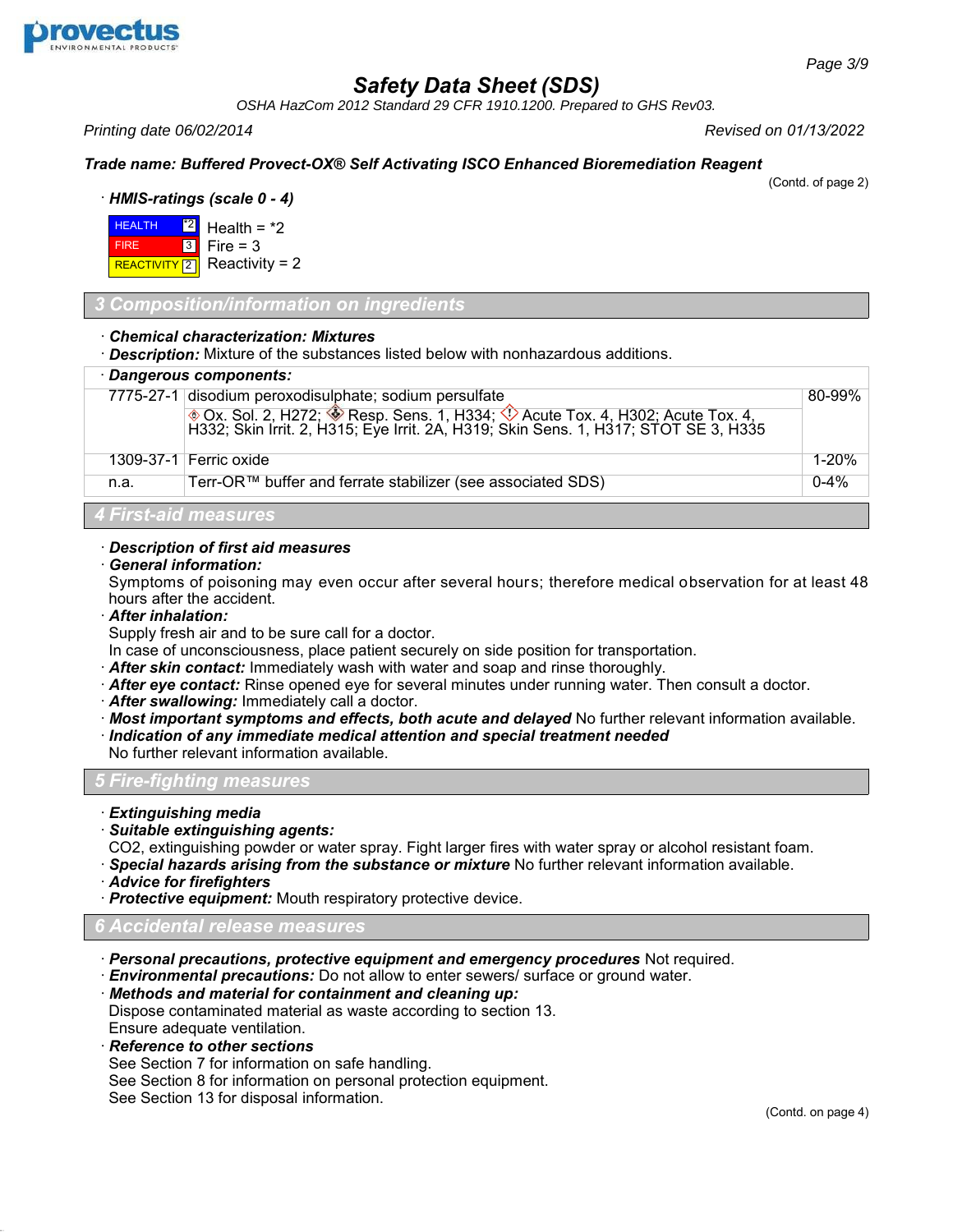**Safety Data Sheet (SDS)**

*OSHA HazCom 2012 Standard 29 CFR 1910.1200. Prepared to GHS Rev03.*

*Printing date 06/02/2014* *Revised on 01/13/2022*

***Trade name: Buffered Provect-OX® Self Activating ISCO Enhanced Bioremediation Reagent***

(Contd. of page 2)

· ***HMIS-ratings (scale 0 - 4)***

| | | |
|---|---|---|
| HEALTH | *2 | Health = *2 |
| FIRE | 3 | Fire = 3 |
| REACTIVITY | 2 | Reactivity = 2 |

## 3 Composition/information on ingredients

· ***Chemical characterization: Mixtures***
· ***Description:*** Mixture of the substances listed below with nonhazardous additions.

· ***Dangerous components:***

| | | |
|---|---|---|
| 7775-27-1 | disodium peroxodisulphate; sodium persulfate<br>Ox. Sol. 2, H272; Resp. Sens. 1, H334; Acute Tox. 4, H302; Acute Tox. 4, H332; Skin Irrit. 2, H315; Eye Irrit. 2A, H319; Skin Sens. 1, H317; STOT SE 3, H335 | 80-99% |
| 1309-37-1 | Ferric oxide | 1-20% |
| n.a. | Terr-OR™ buffer and ferrate stabilizer (see associated SDS) | 0-4% |

## 4 First-aid measures

· ***Description of first aid measures***
· ***General information:***
Symptoms of poisoning may even occur after several hours; therefore medical observation for at least 48 hours after the accident.
· ***After inhalation:***
Supply fresh air and to be sure call for a doctor.
In case of unconsciousness, place patient securely on side position for transportation.
· ***After skin contact:*** Immediately wash with water and soap and rinse thoroughly.
· ***After eye contact:*** Rinse opened eye for several minutes under running water. Then consult a doctor.
· ***After swallowing:*** Immediately call a doctor.
· ***Most important symptoms and effects, both acute and delayed*** No further relevant information available.
· ***Indication of any immediate medical attention and special treatment needed***
No further relevant information available.

## 5 Fire-fighting measures

· ***Extinguishing media***
· ***Suitable extinguishing agents:***
CO2, extinguishing powder or water spray. Fight larger fires with water spray or alcohol resistant foam.
· ***Special hazards arising from the substance or mixture*** No further relevant information available.
· ***Advice for firefighters***
· ***Protective equipment:*** Mouth respiratory protective device.

## 6 Accidental release measures

· ***Personal precautions, protective equipment and emergency procedures*** Not required.
· ***Environmental precautions:*** Do not allow to enter sewers/ surface or ground water.
· ***Methods and material for containment and cleaning up:***
Dispose contaminated material as waste according to section 13.
Ensure adequate ventilation.
· ***Reference to other sections***
See Section 7 for information on safe handling.
See Section 8 for information on personal protection equipment.
See Section 13 for disposal information.

(Contd. on page 4)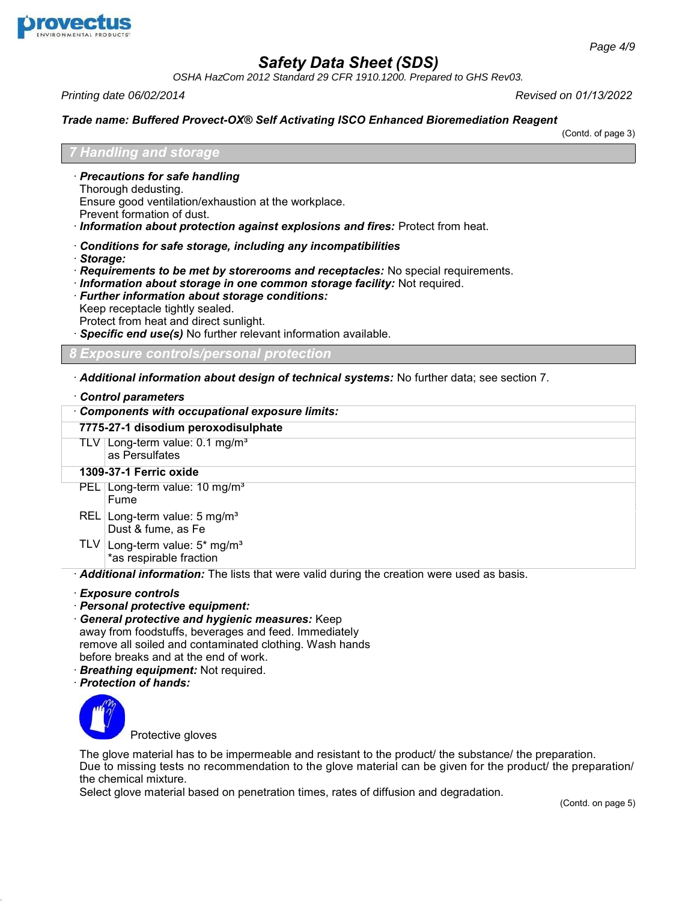## 7 Handling and storage

- **Precautions for safe handling**
  Thorough dedusting.
  Ensure good ventilation/exhaustion at the workplace.
  Prevent formation of dust.
- **Information about protection against explosions and fires:** Protect from heat.

- **Conditions for safe storage, including any incompatibilities**
- **Storage:**
- **Requirements to be met by storerooms and receptacles:** No special requirements.
- **Information about storage in one common storage facility:** Not required.
- **Further information about storage conditions:**
  Keep receptacle tightly sealed.
  Protect from heat and direct sunlight.
- **Specific end use(s)** No further relevant information available.

## 8 Exposure controls/personal protection

- **Additional information about design of technical systems:** No further data; see section 7.

- **Control parameters**

| **Components with occupational exposure limits:** | |
|---|---|
| **7775-27-1 disodium peroxodisulphate** | |
| TLV | Long-term value: 0.1 mg/m³<br>as Persulfates |
| **1309-37-1 Ferric oxide** | |
| PEL | Long-term value: 10 mg/m³<br>Fume |
| REL | Long-term value: 5 mg/m³<br>Dust & fume, as Fe |
| TLV | Long-term value: 5* mg/m³<br>*as respirable fraction |

- **Additional information:** The lists that were valid during the creation were used as basis.

- **Exposure controls**
- **Personal protective equipment:**
- **General protective and hygienic measures:** Keep away from foodstuffs, beverages and feed. Immediately remove all soiled and contaminated clothing. Wash hands before breaks and at the end of work.
- **Breathing equipment:** Not required.
- **Protection of hands:**

Protective gloves

The glove material has to be impermeable and resistant to the product/ the substance/ the preparation.
Due to missing tests no recommendation to the glove material can be given for the product/ the preparation/ the chemical mixture.
Select glove material based on penetration times, rates of diffusion and degradation.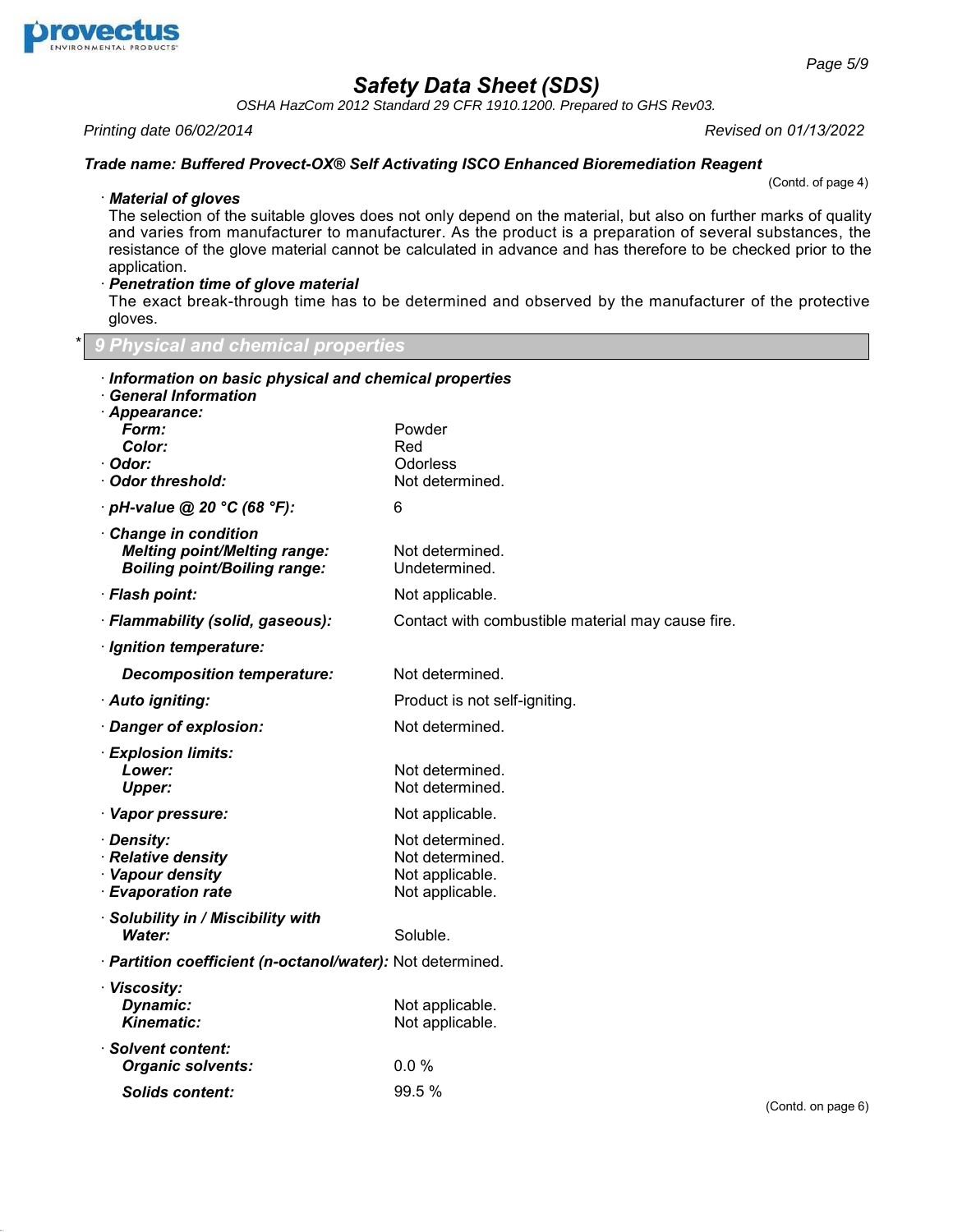*Trade name: Buffered Provect-OX® Self Activating ISCO Enhanced Bioremediation Reagent*

(Contd. of page 4)

· **Material of gloves**

The selection of the suitable gloves does not only depend on the material, but also on further marks of quality and varies from manufacturer to manufacturer. As the product is a preparation of several substances, the resistance of the glove material cannot be calculated in advance and has therefore to be checked prior to the application.

· **Penetration time of glove material**

The exact break-through time has to be determined and observed by the manufacturer of the protective gloves.

## * 9 Physical and chemical properties

· **Information on basic physical and chemical properties**

· **General Information**

· **Appearance:**

| | |
|---|---|
| **Form:** | Powder |
| **Color:** | Red |
| · **Odor:** | Odorless |
| · **Odor threshold:** | Not determined. |
| · **pH-value @ 20 °C (68 °F):** | 6 |
| · **Change in condition** | |
| **Melting point/Melting range:** | Not determined. |
| **Boiling point/Boiling range:** | Undetermined. |
| · **Flash point:** | Not applicable. |
| · **Flammability (solid, gaseous):** | Contact with combustible material may cause fire. |
| · **Ignition temperature:** | |
| **Decomposition temperature:** | Not determined. |
| · **Auto igniting:** | Product is not self-igniting. |
| · **Danger of explosion:** | Not determined. |
| · **Explosion limits:** | |
| **Lower:** | Not determined. |
| **Upper:** | Not determined. |
| · **Vapor pressure:** | Not applicable. |
| · **Density:** | Not determined. |
| · **Relative density** | Not determined. |
| · **Vapour density** | Not applicable. |
| · **Evaporation rate** | Not applicable. |
| · **Solubility in / Miscibility with** | |
| **Water:** | Soluble. |
| · **Partition coefficient (n-octanol/water):** | Not determined. |
| · **Viscosity:** | |
| **Dynamic:** | Not applicable. |
| **Kinematic:** | Not applicable. |
| · **Solvent content:** | |
| **Organic solvents:** | 0.0 % |
| **Solids content:** | 99.5 % |

(Contd. on page 6)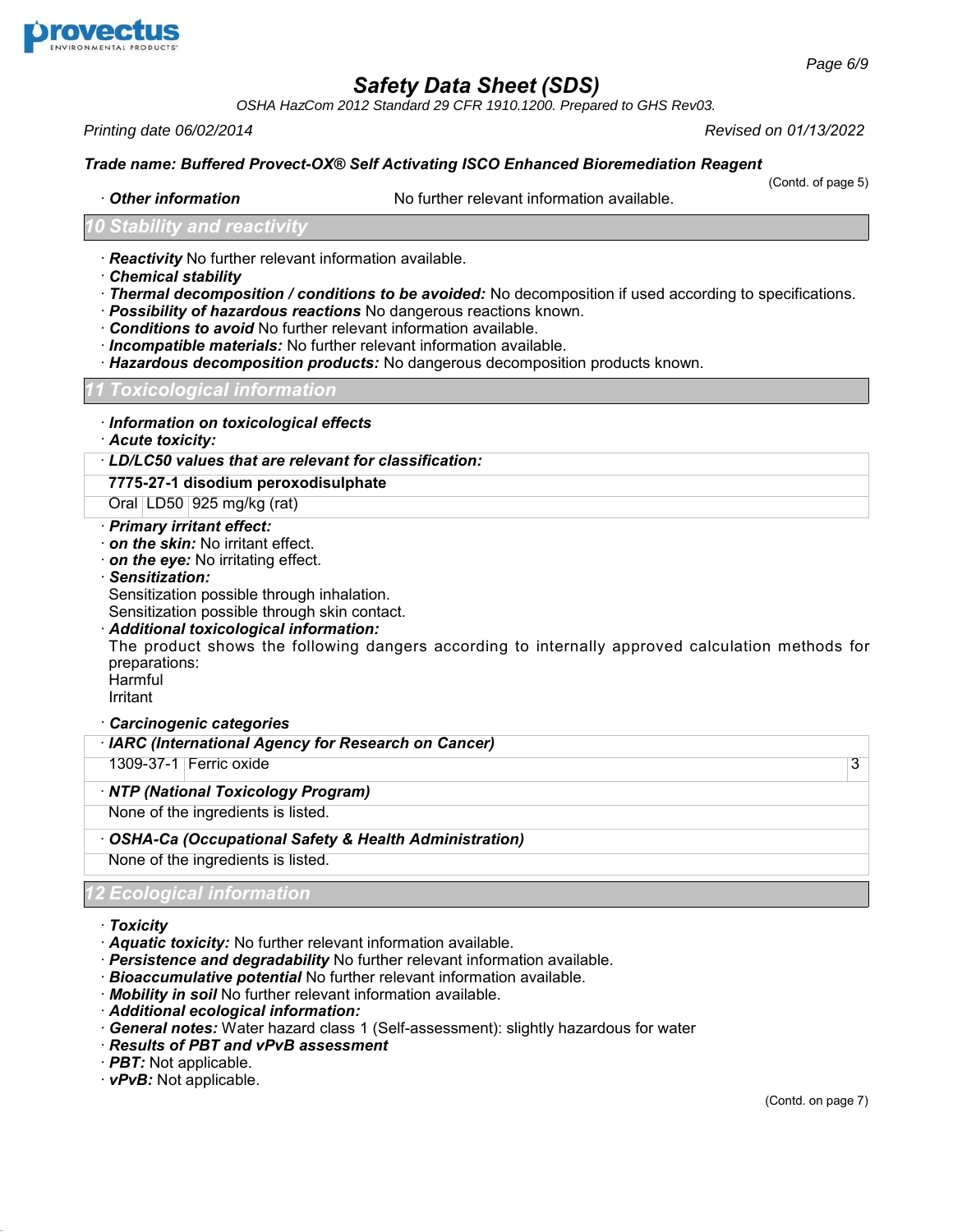*Safety Data Sheet (SDS)*

*OSHA HazCom 2012 Standard 29 CFR 1910.1200. Prepared to GHS Rev03.*

*Printing date 06/02/2014* *Revised on 01/13/2022*

***Trade name: Buffered Provect-OX® Self Activating ISCO Enhanced Bioremediation Reagent***

(Contd. of page 5)

· ***Other information*** No further relevant information available.

## *10 Stability and reactivity*

· ***Reactivity*** No further relevant information available.
· ***Chemical stability***
· ***Thermal decomposition / conditions to be avoided:*** No decomposition if used according to specifications.
· ***Possibility of hazardous reactions*** No dangerous reactions known.
· ***Conditions to avoid*** No further relevant information available.
· ***Incompatible materials:*** No further relevant information available.
· ***Hazardous decomposition products:*** No dangerous decomposition products known.

## *11 Toxicological information*

· ***Information on toxicological effects***
· ***Acute toxicity:***

| · ***LD/LC50 values that are relevant for classification:*** | | |
|---|---|---|
| **7775-27-1 disodium peroxodisulphate** | | |
| Oral | LD50 | 925 mg/kg (rat) |

· ***Primary irritant effect:***
· ***on the skin:*** No irritant effect.
· ***on the eye:*** No irritating effect.
· ***Sensitization:***
Sensitization possible through inhalation.
Sensitization possible through skin contact.
· ***Additional toxicological information:***
The product shows the following dangers according to internally approved calculation methods for preparations:
Harmful
Irritant

· ***Carcinogenic categories***

| · ***IARC (International Agency for Research on Cancer)*** | | |
|---|---|---|
| 1309-37-1 | Ferric oxide | 3 |

| · ***NTP (National Toxicology Program)*** |
|---|
| None of the ingredients is listed. |

| · ***OSHA-Ca (Occupational Safety & Health Administration)*** |
|---|
| None of the ingredients is listed. |

## *12 Ecological information*

· ***Toxicity***
· ***Aquatic toxicity:*** No further relevant information available.
· ***Persistence and degradability*** No further relevant information available.
· ***Bioaccumulative potential*** No further relevant information available.
· ***Mobility in soil*** No further relevant information available.
· ***Additional ecological information:***
· ***General notes:*** Water hazard class 1 (Self-assessment): slightly hazardous for water
· ***Results of PBT and vPvB assessment***
· ***PBT:*** Not applicable.
· ***vPvB:*** Not applicable.

(Contd. on page 7)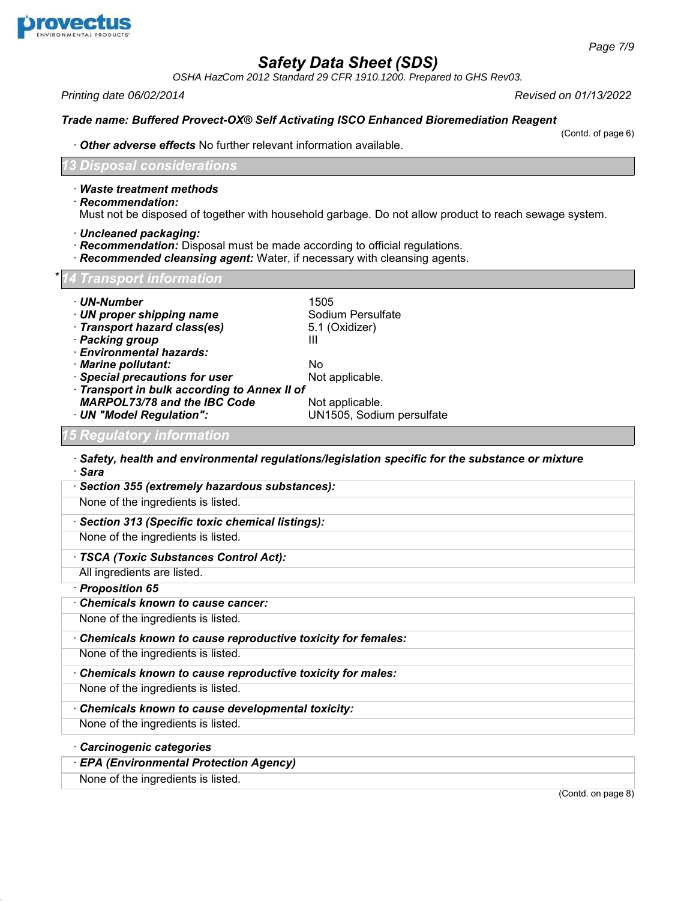Trade name: **Buffered Provect-OX® Self Activating ISCO Enhanced Bioremediation Reagent**

(Contd. of page 6)

· **Other adverse effects** No further relevant information available.

## 13 Disposal considerations

· **Waste treatment methods**
· **Recommendation:**
Must not be disposed of together with household garbage. Do not allow product to reach sewage system.

· **Uncleaned packaging:**
· **Recommendation:** Disposal must be made according to official regulations.
· **Recommended cleansing agent:** Water, if necessary with cleansing agents.

## * 14 Transport information

| | |
|---|---|
| · **UN-Number** | 1505 |
| · **UN proper shipping name** | Sodium Persulfate |
| · **Transport hazard class(es)** | 5.1 (Oxidizer) |
| · **Packing group** | III |
| · **Environmental hazards:** | |
| · **Marine pollutant:** | No |
| · **Special precautions for user** | Not applicable. |
| · **Transport in bulk according to Annex II of MARPOL73/78 and the IBC Code** | Not applicable. |
| · **UN "Model Regulation":** | UN1505, Sodium persulfate |

## 15 Regulatory information

· **Safety, health and environmental regulations/legislation specific for the substance or mixture**
· **Sara**

· **Section 355 (extremely hazardous substances):**
None of the ingredients is listed.

· **Section 313 (Specific toxic chemical listings):**
None of the ingredients is listed.

· **TSCA (Toxic Substances Control Act):**
All ingredients are listed.

· **Proposition 65**

· **Chemicals known to cause cancer:**
None of the ingredients is listed.

· **Chemicals known to cause reproductive toxicity for females:**
None of the ingredients is listed.

· **Chemicals known to cause reproductive toxicity for males:**
None of the ingredients is listed.

· **Chemicals known to cause developmental toxicity:**
None of the ingredients is listed.

· **Carcinogenic categories**

· **EPA (Environmental Protection Agency)**
None of the ingredients is listed.

(Contd. on page 8)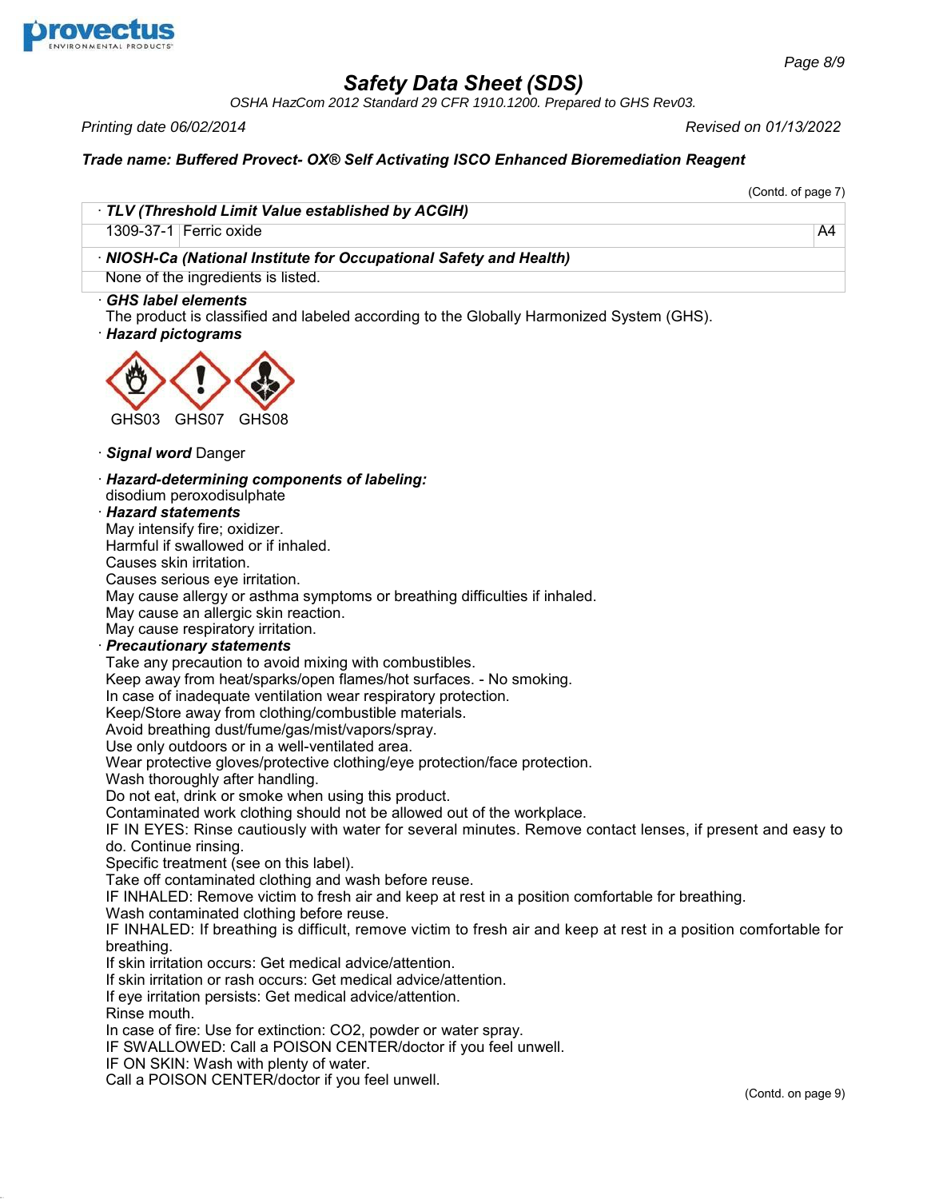## Safety Data Sheet (SDS)

*OSHA HazCom 2012 Standard 29 CFR 1910.1200. Prepared to GHS Rev03.*

*Printing date 06/02/2014* *Revised on 01/13/2022*

### *Trade name: Buffered Provect- OX® Self Activating ISCO Enhanced Bioremediation Reagent*

(Contd. of page 7)

| · **TLV (Threshold Limit Value established by ACGIH)** | | |
|---|---|---|
| 1309-37-1 | Ferric oxide | A4 |

| · **NIOSH-Ca (National Institute for Occupational Safety and Health)** |
|---|
| None of the ingredients is listed. |

· ***GHS label elements***
The product is classified and labeled according to the Globally Harmonized System (GHS).

· ***Hazard pictograms***

GHS03 GHS07 GHS08

· ***Signal word*** Danger

· ***Hazard-determining components of labeling:***
disodium peroxodisulphate

· ***Hazard statements***
May intensify fire; oxidizer.
Harmful if swallowed or if inhaled.
Causes skin irritation.
Causes serious eye irritation.
May cause allergy or asthma symptoms or breathing difficulties if inhaled.
May cause an allergic skin reaction.
May cause respiratory irritation.

· ***Precautionary statements***
Take any precaution to avoid mixing with combustibles.
Keep away from heat/sparks/open flames/hot surfaces. - No smoking.
In case of inadequate ventilation wear respiratory protection.
Keep/Store away from clothing/combustible materials.
Avoid breathing dust/fume/gas/mist/vapors/spray.
Use only outdoors or in a well-ventilated area.
Wear protective gloves/protective clothing/eye protection/face protection.
Wash thoroughly after handling.
Do not eat, drink or smoke when using this product.
Contaminated work clothing should not be allowed out of the workplace.
IF IN EYES: Rinse cautiously with water for several minutes. Remove contact lenses, if present and easy to do. Continue rinsing.
Specific treatment (see on this label).
Take off contaminated clothing and wash before reuse.
IF INHALED: Remove victim to fresh air and keep at rest in a position comfortable for breathing.
Wash contaminated clothing before reuse.
IF INHALED: If breathing is difficult, remove victim to fresh air and keep at rest in a position comfortable for breathing.
If skin irritation occurs: Get medical advice/attention.
If skin irritation or rash occurs: Get medical advice/attention.
If eye irritation persists: Get medical advice/attention.
Rinse mouth.
In case of fire: Use for extinction: $CO_2$, powder or water spray.
IF SWALLOWED: Call a POISON CENTER/doctor if you feel unwell.
IF ON SKIN: Wash with plenty of water.
Call a POISON CENTER/doctor if you feel unwell.

(Contd. on page 9)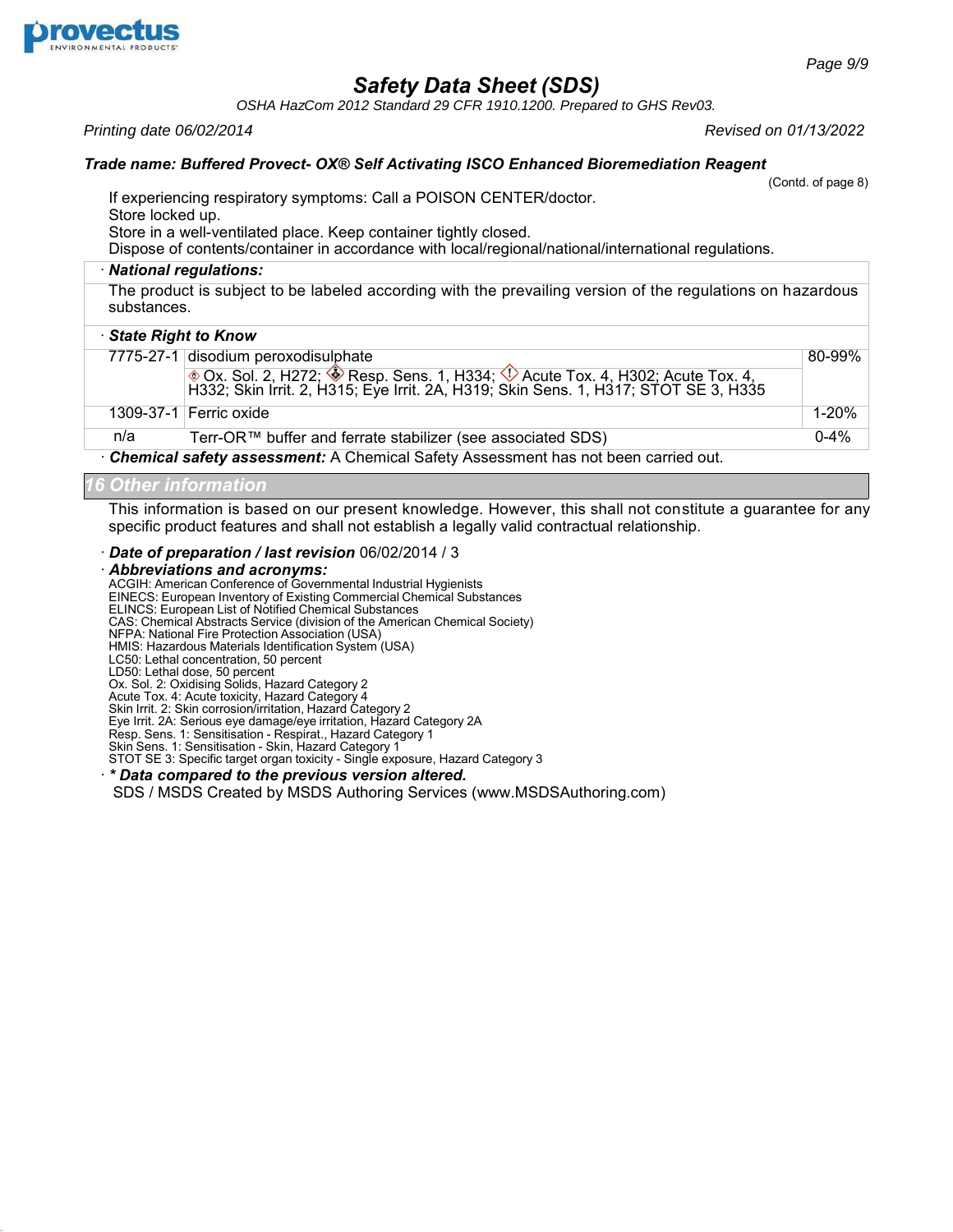# Safety Data Sheet (SDS)

*OSHA HazCom 2012 Standard 29 CFR 1910.1200. Prepared to GHS Rev03.*

*Printing date 06/02/2014* *Revised on 01/13/2022*

***Trade name: Buffered Provect- OX® Self Activating ISCO Enhanced Bioremediation Reagent***

(Contd. of page 8)

If experiencing respiratory symptoms: Call a POISON CENTER/doctor.
Store locked up.
Store in a well-ventilated place. Keep container tightly closed.
Dispose of contents/container in accordance with local/regional/national/international regulations.

· ***National regulations:***

The product is subject to be labeled according with the prevailing version of the regulations on hazardous substances.

· ***State Right to Know***

| | | |
|---|---|---|
| 7775-27-1 | disodium peroxodisulphate<br>Ox. Sol. 2, H272; Resp. Sens. 1, H334; Acute Tox. 4, H302; Acute Tox. 4, H332; Skin Irrit. 2, H315; Eye Irrit. 2A, H319; Skin Sens. 1, H317; STOT SE 3, H335 | 80-99% |
| 1309-37-1 | Ferric oxide | 1-20% |
| n/a | Terr-OR™ buffer and ferrate stabilizer (see associated SDS) | 0-4% |

· ***Chemical safety assessment:*** A Chemical Safety Assessment has not been carried out.

## 16 Other information

This information is based on our present knowledge. However, this shall not constitute a guarantee for any specific product features and shall not establish a legally valid contractual relationship.

· ***Date of preparation / last revision*** 06/02/2014 / 3

· ***Abbreviations and acronyms:***

ACGIH: American Conference of Governmental Industrial Hygienists
EINECS: European Inventory of Existing Commercial Chemical Substances
ELINCS: European List of Notified Chemical Substances
CAS: Chemical Abstracts Service (division of the American Chemical Society)
NFPA: National Fire Protection Association (USA)
HMIS: Hazardous Materials Identification System (USA)
LC50: Lethal concentration, 50 percent
LD50: Lethal dose, 50 percent
Ox. Sol. 2: Oxidising Solids, Hazard Category 2
Acute Tox. 4: Acute toxicity, Hazard Category 4
Skin Irrit. 2: Skin corrosion/irritation, Hazard Category 2
Eye Irrit. 2A: Serious eye damage/eye irritation, Hazard Category 2A
Resp. Sens. 1: Sensitisation - Respirat., Hazard Category 1
Skin Sens. 1: Sensitisation - Skin, Hazard Category 1
STOT SE 3: Specific target organ toxicity - Single exposure, Hazard Category 3

· ***\* Data compared to the previous version altered.***

SDS / MSDS Created by MSDS Authoring Services (www.MSDSAuthoring.com)